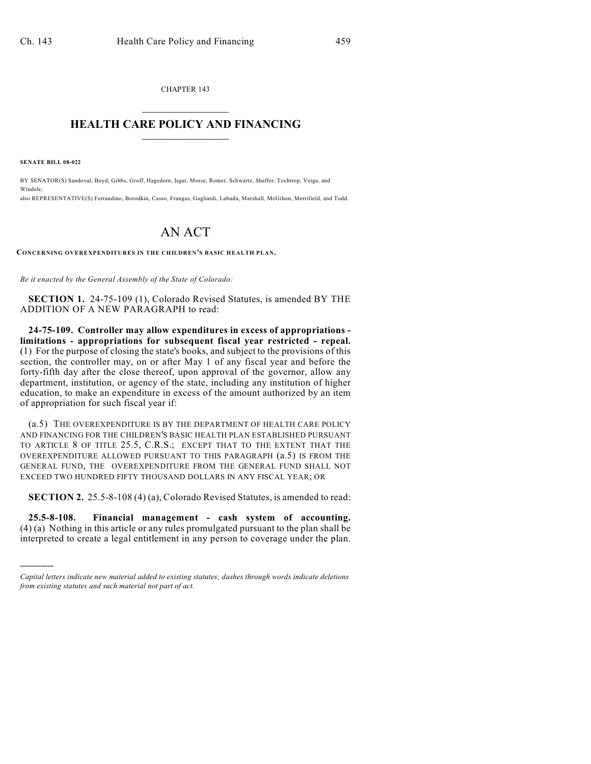CHAPTER 143

# HEALTH CARE POLICY AND FINANCING

**SENATE BILL 08-022**

BY SENATOR(S) Sandoval, Boyd, Gibbs, Groff, Hagedorn, Isgar, Morse, Romer, Schwartz, Shaffer, Tochtrop, Veiga, and Windels;
also REPRESENTATIVE(S) Ferrandino, Borodkin, Casso, Frangas, Gagliardi, Labuda, Marshall, McGihon, Merrifield, and Todd.

# AN ACT

**CONCERNING OVEREXPENDITURES IN THE CHILDREN'S BASIC HEALTH PLAN.**

*Be it enacted by the General Assembly of the State of Colorado:*

**SECTION 1.** 24-75-109 (1), Colorado Revised Statutes, is amended BY THE ADDITION OF A NEW PARAGRAPH to read:

**24-75-109. Controller may allow expenditures in excess of appropriations - limitations - appropriations for subsequent fiscal year restricted - repeal.** (1) For the purpose of closing the state's books, and subject to the provisions of this section, the controller may, on or after May 1 of any fiscal year and before the forty-fifth day after the close thereof, upon approval of the governor, allow any department, institution, or agency of the state, including any institution of higher education, to make an expenditure in excess of the amount authorized by an item of appropriation for such fiscal year if:

(a.5) THE OVEREXPENDITURE IS BY THE DEPARTMENT OF HEALTH CARE POLICY AND FINANCING FOR THE CHILDREN'S BASIC HEALTH PLAN ESTABLISHED PURSUANT TO ARTICLE 8 OF TITLE 25.5, C.R.S.; EXCEPT THAT TO THE EXTENT THAT THE OVEREXPENDITURE ALLOWED PURSUANT TO THIS PARAGRAPH (a.5) IS FROM THE GENERAL FUND, THE OVEREXPENDITURE FROM THE GENERAL FUND SHALL NOT EXCEED TWO HUNDRED FIFTY THOUSAND DOLLARS IN ANY FISCAL YEAR; OR

**SECTION 2.** 25.5-8-108 (4) (a), Colorado Revised Statutes, is amended to read:

**25.5-8-108. Financial management - cash system of accounting.** (4) (a) Nothing in this article or any rules promulgated pursuant to the plan shall be interpreted to create a legal entitlement in any person to coverage under the plan.

---

*Capital letters indicate new material added to existing statutes; dashes through words indicate deletions from existing statutes and such material not part of act.*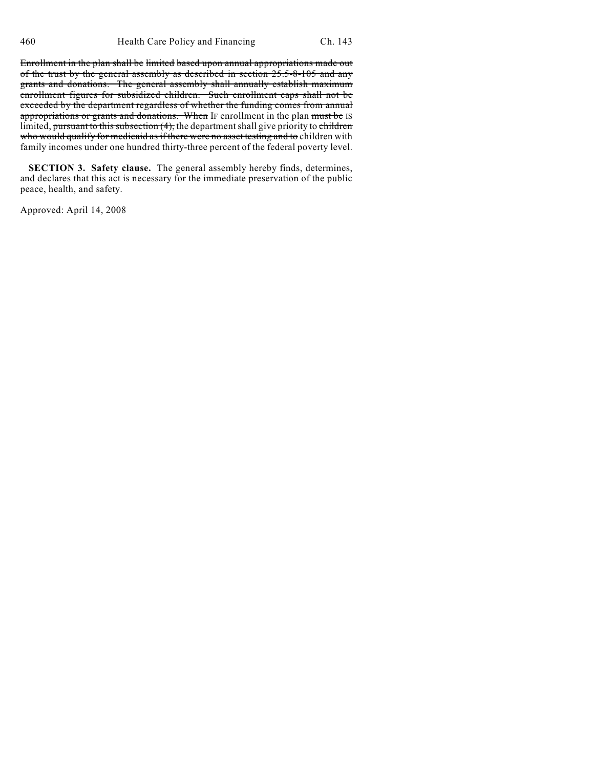~~Enrollment in the plan shall be limited based upon annual appropriations made out of the trust by the general assembly as described in section 25.5-8-105 and any grants and donations. The general assembly shall annually establish maximum enrollment figures for subsidized children. Such enrollment caps shall not be exceeded by the department regardless of whether the funding comes from annual appropriations or grants and donations. When~~ IF enrollment in the plan ~~must be~~ IS limited, ~~pursuant to this subsection (4),~~ the department shall give priority to ~~children who would qualify for medicaid as if there were no asset testing and to~~ children with family incomes under one hundred thirty-three percent of the federal poverty level.

**SECTION 3. Safety clause.** The general assembly hereby finds, determines, and declares that this act is necessary for the immediate preservation of the public peace, health, and safety.

Approved: April 14, 2008